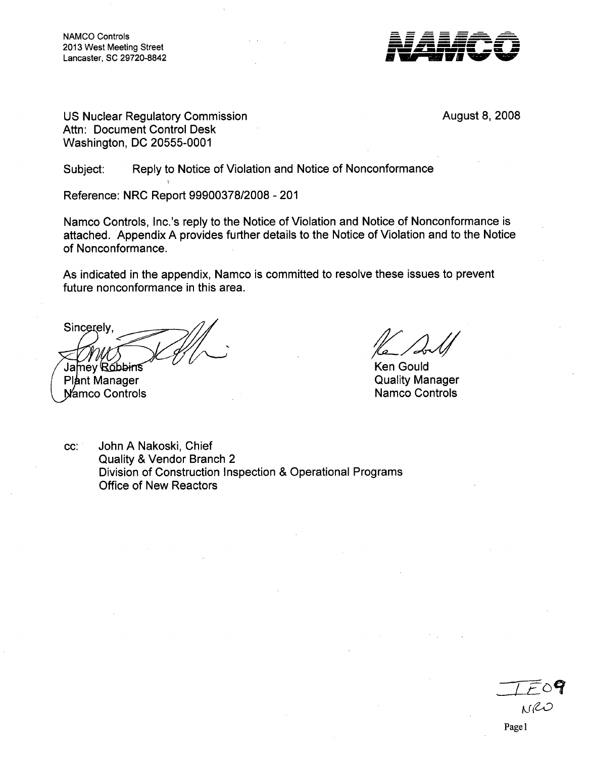NAMCO Controls
2013 West Meeting Street
Lancaster, SC 29720-8842

NAMCO

US Nuclear Regulatory Commission
Attn: Document Control Desk
Washington, DC 20555-0001

August 8, 2008

Subject: Reply to Notice of Violation and Notice of Nonconformance

Reference: NRC Report 99900378/2008 - 201

Namco Controls, Inc.'s reply to the Notice of Violation and Notice of Nonconformance is attached. Appendix A provides further details to the Notice of Violation and to the Notice of Nonconformance.

As indicated in the appendix, Namco is committed to resolve these issues to prevent future nonconformance in this area.

Sincerely,

Jamey Robbins
Plant Manager
Namco Controls

Ken Gould
Quality Manager
Namco Controls

cc: John A Nakoski, Chief
Quality & Vendor Branch 2
Division of Construction Inspection & Operational Programs
Office of New Reactors

IE09
NRO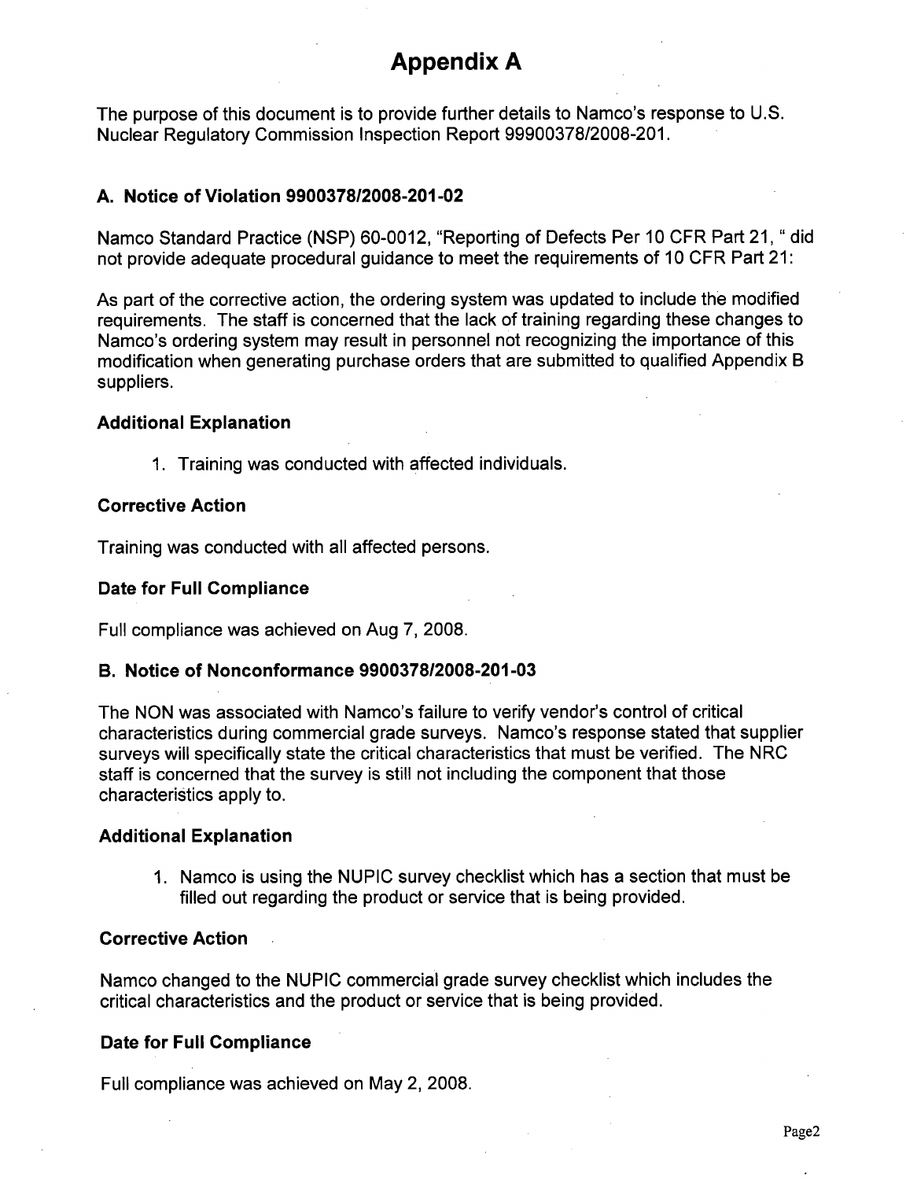# Appendix A

The purpose of this document is to provide further details to Namco's response to U.S. Nuclear Regulatory Commission Inspection Report 99900378/2008-201.

### A. Notice of Violation 9900378/2008-201-02

Namco Standard Practice (NSP) 60-0012, "Reporting of Defects Per 10 CFR Part 21, " did not provide adequate procedural guidance to meet the requirements of 10 CFR Part 21:

As part of the corrective action, the ordering system was updated to include the modified requirements. The staff is concerned that the lack of training regarding these changes to Namco's ordering system may result in personnel not recognizing the importance of this modification when generating purchase orders that are submitted to qualified Appendix B suppliers.

#### Additional Explanation

1. Training was conducted with affected individuals.

#### Corrective Action

Training was conducted with all affected persons.

#### Date for Full Compliance

Full compliance was achieved on Aug 7, 2008.

### B. Notice of Nonconformance 9900378/2008-201-03

The NON was associated with Namco's failure to verify vendor's control of critical characteristics during commercial grade surveys. Namco's response stated that supplier surveys will specifically state the critical characteristics that must be verified. The NRC staff is concerned that the survey is still not including the component that those characteristics apply to.

#### Additional Explanation

1. Namco is using the NUPIC survey checklist which has a section that must be filled out regarding the product or service that is being provided.

#### Corrective Action

Namco changed to the NUPIC commercial grade survey checklist which includes the critical characteristics and the product or service that is being provided.

#### Date for Full Compliance

Full compliance was achieved on May 2, 2008.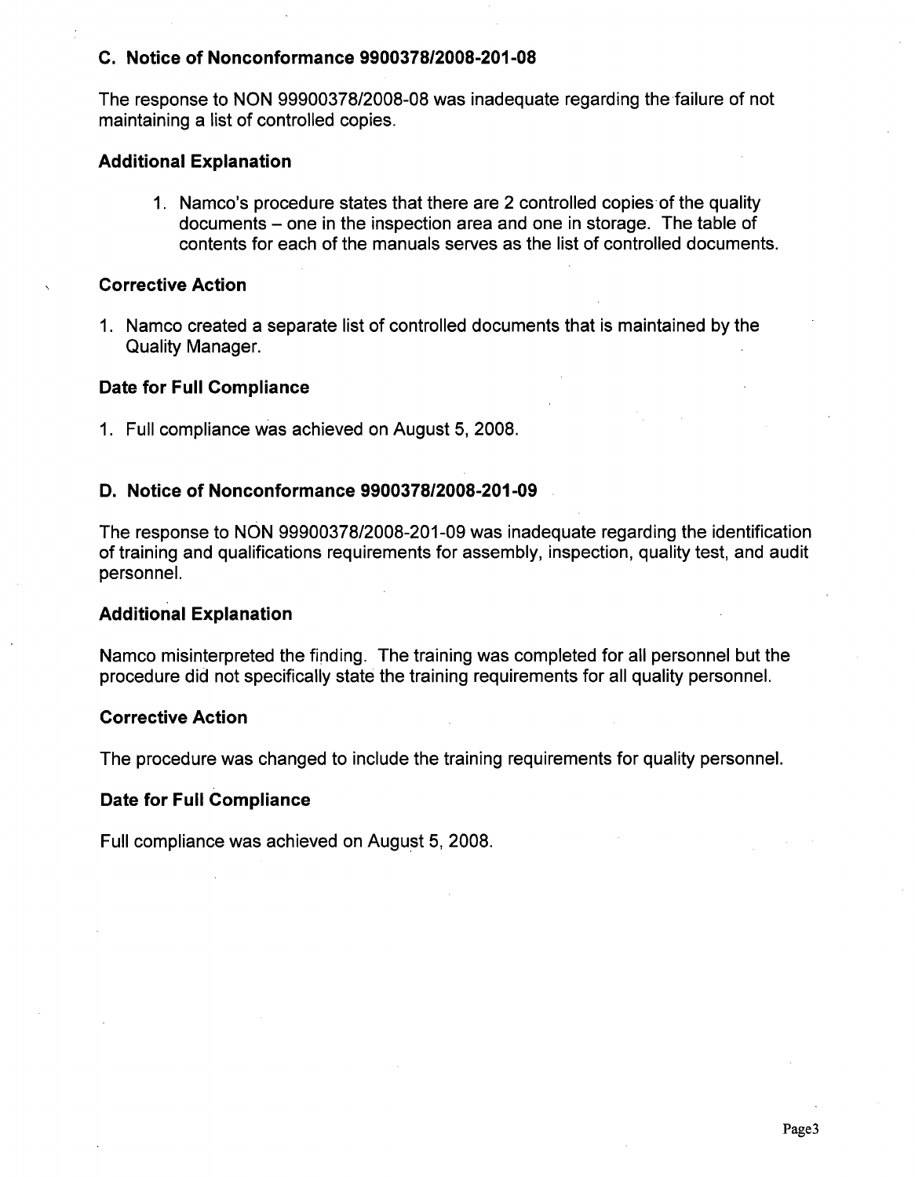### C. Notice of Nonconformance 9900378/2008-201-08

The response to NON 99900378/2008-08 was inadequate regarding the failure of not maintaining a list of controlled copies.

#### Additional Explanation

1. Namco's procedure states that there are 2 controlled copies of the quality documents – one in the inspection area and one in storage. The table of contents for each of the manuals serves as the list of controlled documents.

#### Corrective Action

1. Namco created a separate list of controlled documents that is maintained by the Quality Manager.

#### Date for Full Compliance

1. Full compliance was achieved on August 5, 2008.

### D. Notice of Nonconformance 9900378/2008-201-09

The response to NON 99900378/2008-201-09 was inadequate regarding the identification of training and qualifications requirements for assembly, inspection, quality test, and audit personnel.

#### Additional Explanation

Namco misinterpreted the finding. The training was completed for all personnel but the procedure did not specifically state the training requirements for all quality personnel.

#### Corrective Action

The procedure was changed to include the training requirements for quality personnel.

#### Date for Full Compliance

Full compliance was achieved on August 5, 2008.